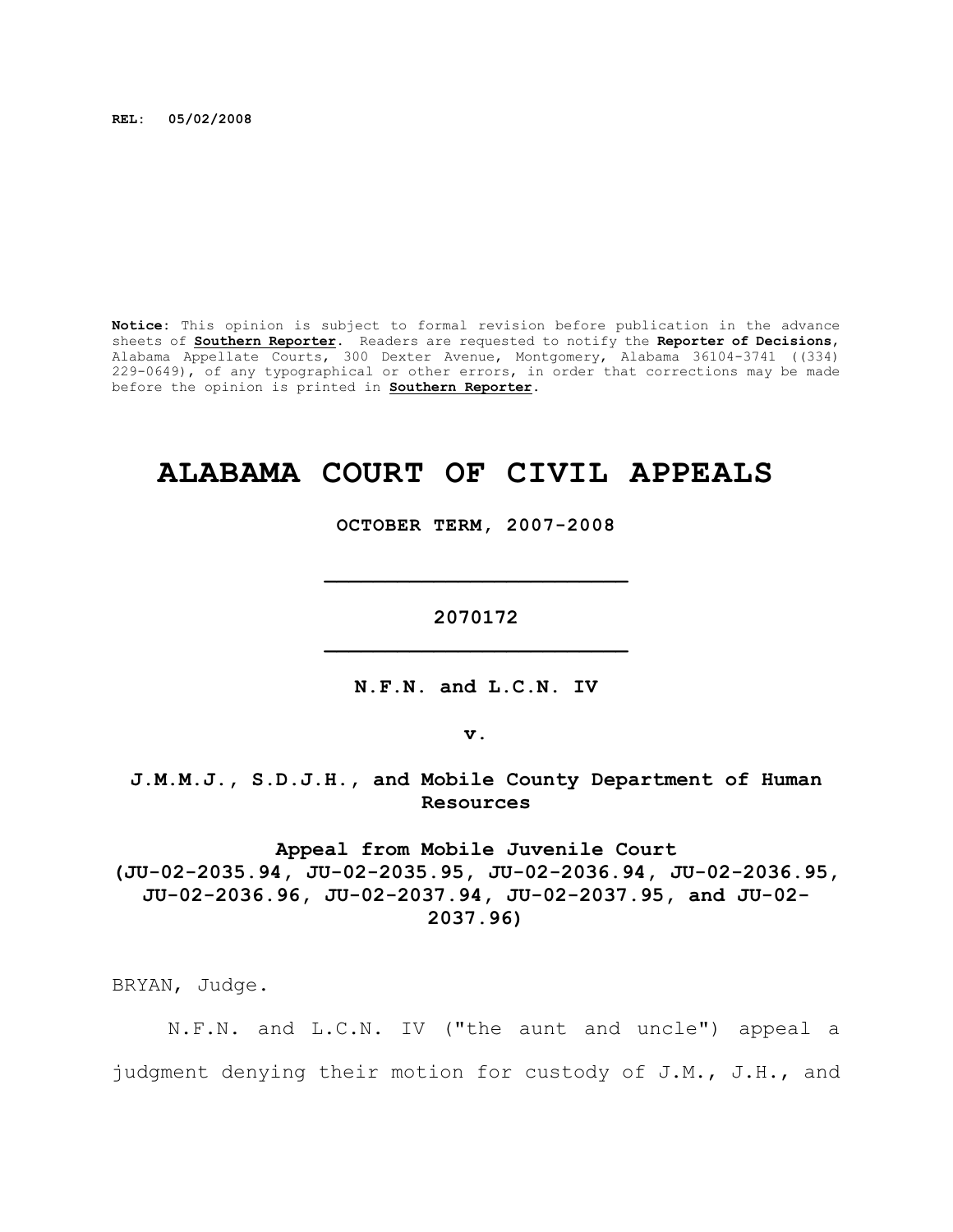**REL: 05/02/2008**

**Notice**: This opinion is subject to formal revision before publication in the advance sheets of **Southern Reporter**. Readers are requested to notify the **Reporter of Decisions**, Alabama Appellate Courts, 300 Dexter Avenue, Montgomery, Alabama 36104-3741 ((334) 229-0649), of any typographical or other errors, in order that corrections may be made before the opinion is printed in **Southern Reporter**.

# ALABAMA COURT OF CIVIL APPEALS

**OCTOBER TERM, 2007-2008**

---

**2070172**

---

**N.F.N. and L.C.N. IV**

**v.**

**J.M.M.J., S.D.J.H., and Mobile County Department of Human Resources**

**Appeal from Mobile Juvenile Court (JU-02-2035.94, JU-02-2035.95, JU-02-2036.94, JU-02-2036.95, JU-02-2036.96, JU-02-2037.94, JU-02-2037.95, and JU-02-2037.96)**

BRYAN, Judge.

N.F.N. and L.C.N. IV ("the aunt and uncle") appeal a judgment denying their motion for custody of J.M., J.H., and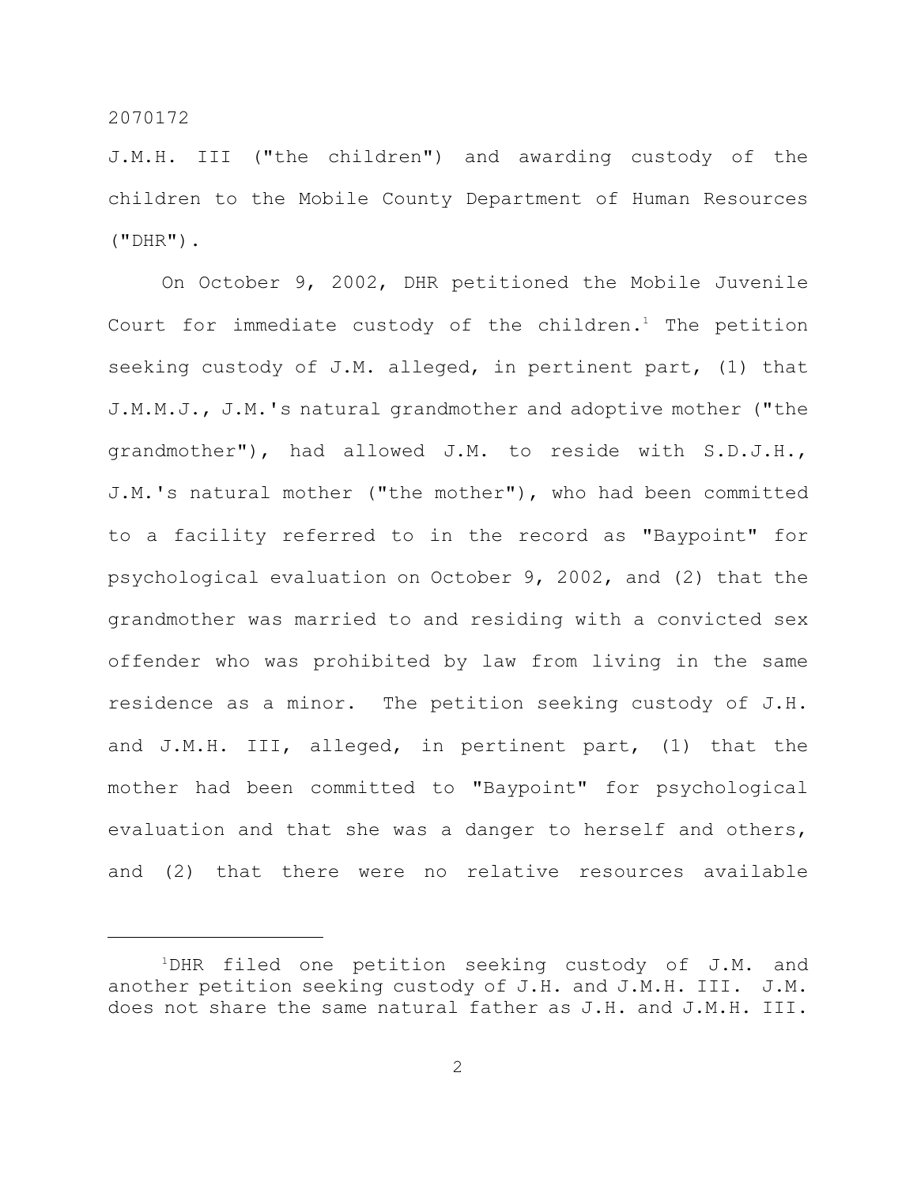J.M.H. III ("the children") and awarding custody of the children to the Mobile County Department of Human Resources ("DHR").

On October 9, 2002, DHR petitioned the Mobile Juvenile Court for immediate custody of the children.[1] The petition seeking custody of J.M. alleged, in pertinent part, (1) that J.M.M.J., J.M.'s natural grandmother and adoptive mother ("the grandmother"), had allowed J.M. to reside with S.D.J.H., J.M.'s natural mother ("the mother"), who had been committed to a facility referred to in the record as "Baypoint" for psychological evaluation on October 9, 2002, and (2) that the grandmother was married to and residing with a convicted sex offender who was prohibited by law from living in the same residence as a minor. The petition seeking custody of J.H. and J.M.H. III, alleged, in pertinent part, (1) that the mother had been committed to "Baypoint" for psychological evaluation and that she was a danger to herself and others, and (2) that there were no relative resources available

---

[1]DHR filed one petition seeking custody of J.M. and another petition seeking custody of J.H. and J.M.H. III. J.M. does not share the same natural father as J.H. and J.M.H. III.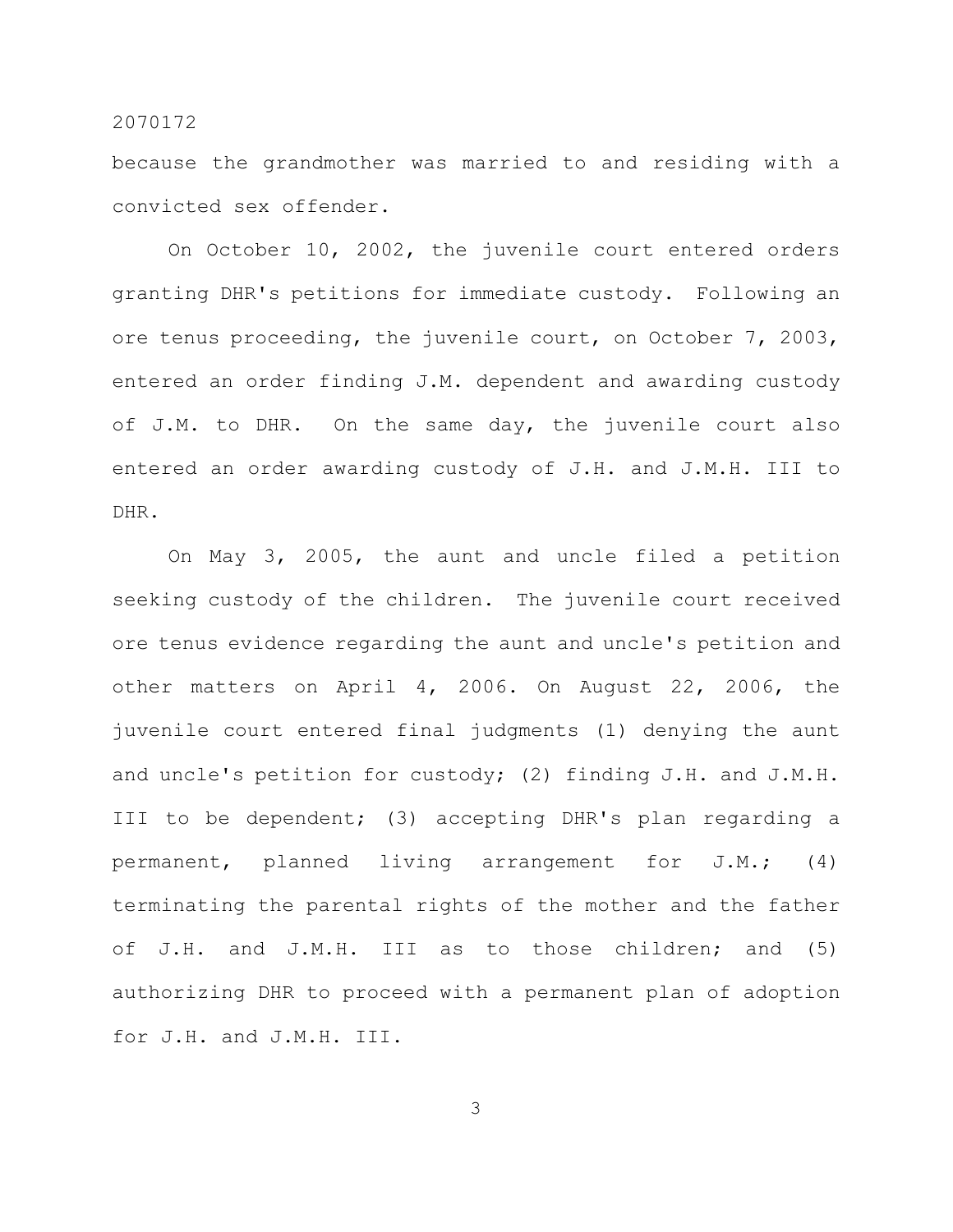because the grandmother was married to and residing with a convicted sex offender.

On October 10, 2002, the juvenile court entered orders granting DHR's petitions for immediate custody. Following an ore tenus proceeding, the juvenile court, on October 7, 2003, entered an order finding J.M. dependent and awarding custody of J.M. to DHR. On the same day, the juvenile court also entered an order awarding custody of J.H. and J.M.H. III to DHR.

On May 3, 2005, the aunt and uncle filed a petition seeking custody of the children. The juvenile court received ore tenus evidence regarding the aunt and uncle's petition and other matters on April 4, 2006. On August 22, 2006, the juvenile court entered final judgments (1) denying the aunt and uncle's petition for custody; (2) finding J.H. and J.M.H. III to be dependent; (3) accepting DHR's plan regarding a permanent, planned living arrangement for J.M.; (4) terminating the parental rights of the mother and the father of J.H. and J.M.H. III as to those children; and (5) authorizing DHR to proceed with a permanent plan of adoption for J.H. and J.M.H. III.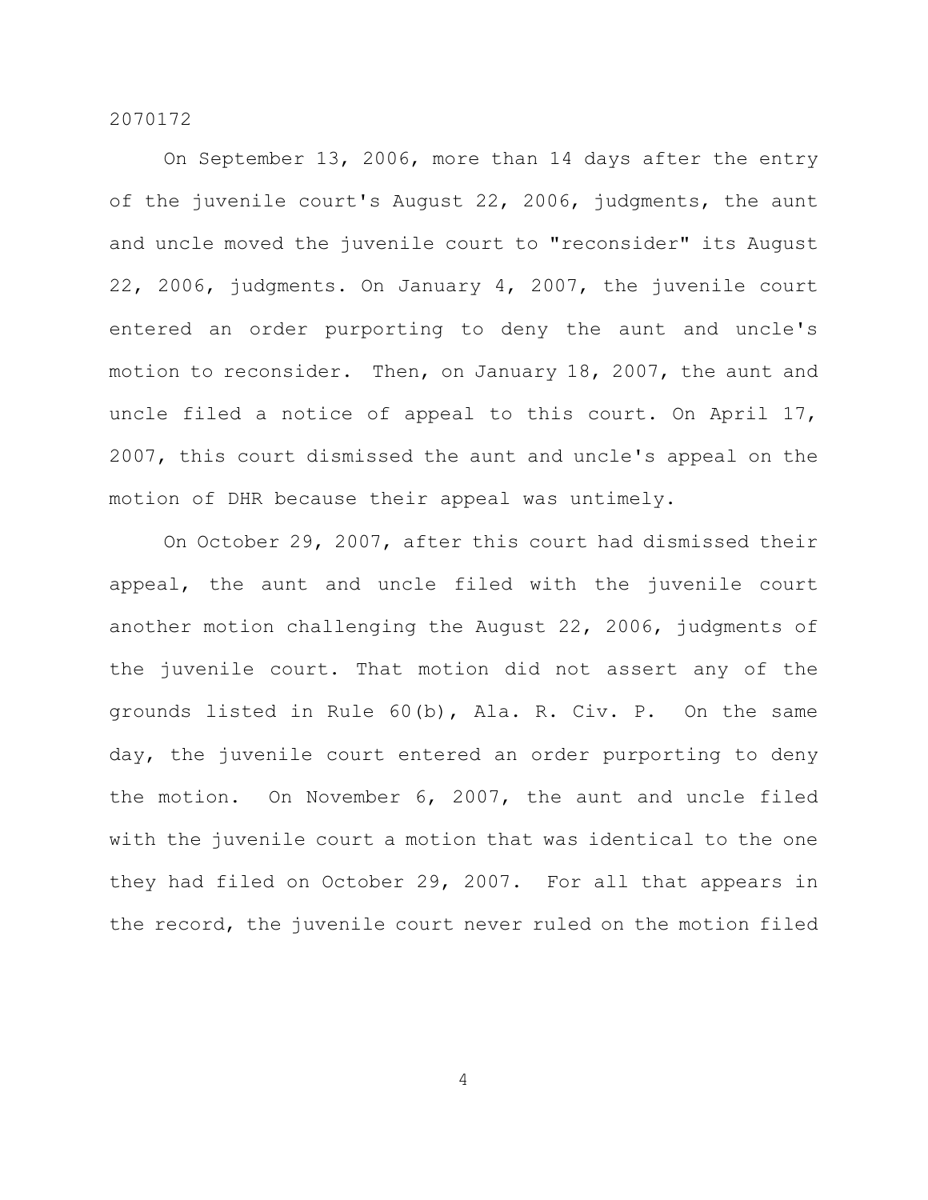On September 13, 2006, more than 14 days after the entry of the juvenile court's August 22, 2006, judgments, the aunt and uncle moved the juvenile court to "reconsider" its August 22, 2006, judgments. On January 4, 2007, the juvenile court entered an order purporting to deny the aunt and uncle's motion to reconsider. Then, on January 18, 2007, the aunt and uncle filed a notice of appeal to this court. On April 17, 2007, this court dismissed the aunt and uncle's appeal on the motion of DHR because their appeal was untimely.

On October 29, 2007, after this court had dismissed their appeal, the aunt and uncle filed with the juvenile court another motion challenging the August 22, 2006, judgments of the juvenile court. That motion did not assert any of the grounds listed in Rule 60(b), Ala. R. Civ. P. On the same day, the juvenile court entered an order purporting to deny the motion. On November 6, 2007, the aunt and uncle filed with the juvenile court a motion that was identical to the one they had filed on October 29, 2007. For all that appears in the record, the juvenile court never ruled on the motion filed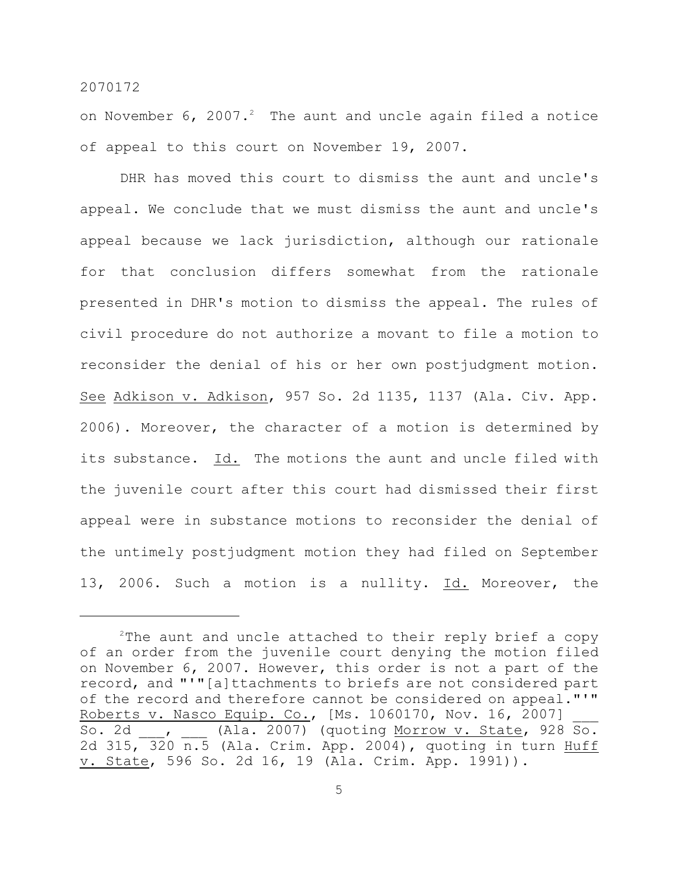on November 6, 2007.[2] The aunt and uncle again filed a notice of appeal to this court on November 19, 2007.

DHR has moved this court to dismiss the aunt and uncle's appeal. We conclude that we must dismiss the aunt and uncle's appeal because we lack jurisdiction, although our rationale for that conclusion differs somewhat from the rationale presented in DHR's motion to dismiss the appeal. The rules of civil procedure do not authorize a movant to file a motion to reconsider the denial of his or her own postjudgment motion. See Adkison v. Adkison, 957 So. 2d 1135, 1137 (Ala. Civ. App. 2006). Moreover, the character of a motion is determined by its substance. Id. The motions the aunt and uncle filed with the juvenile court after this court had dismissed their first appeal were in substance motions to reconsider the denial of the untimely postjudgment motion they had filed on September 13, 2006. Such a motion is a nullity. Id. Moreover, the

---

[2]The aunt and uncle attached to their reply brief a copy of an order from the juvenile court denying the motion filed on November 6, 2007. However, this order is not a part of the record, and "'"[a]ttachments to briefs are not considered part of the record and therefore cannot be considered on appeal."'" Roberts v. Nasco Equip. Co., [Ms. 1060170, Nov. 16, 2007] ___ So. 2d ___, ___ (Ala. 2007) (quoting Morrow v. State, 928 So. 2d 315, 320 n.5 (Ala. Crim. App. 2004), quoting in turn Huff v. State, 596 So. 2d 16, 19 (Ala. Crim. App. 1991)).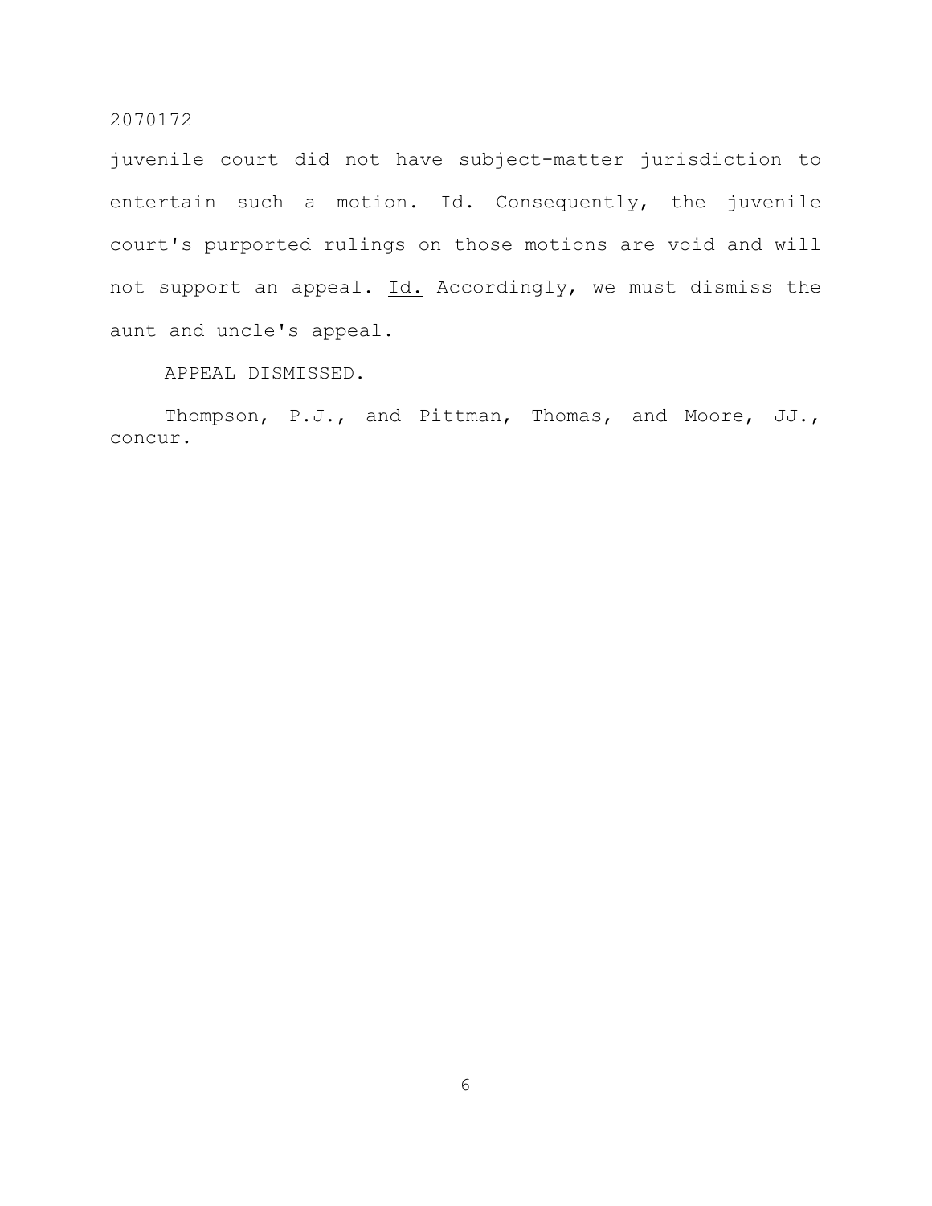juvenile court did not have subject-matter jurisdiction to entertain such a motion. Id. Consequently, the juvenile court's purported rulings on those motions are void and will not support an appeal. Id. Accordingly, we must dismiss the aunt and uncle's appeal.

APPEAL DISMISSED.

Thompson, P.J., and Pittman, Thomas, and Moore, JJ., concur.